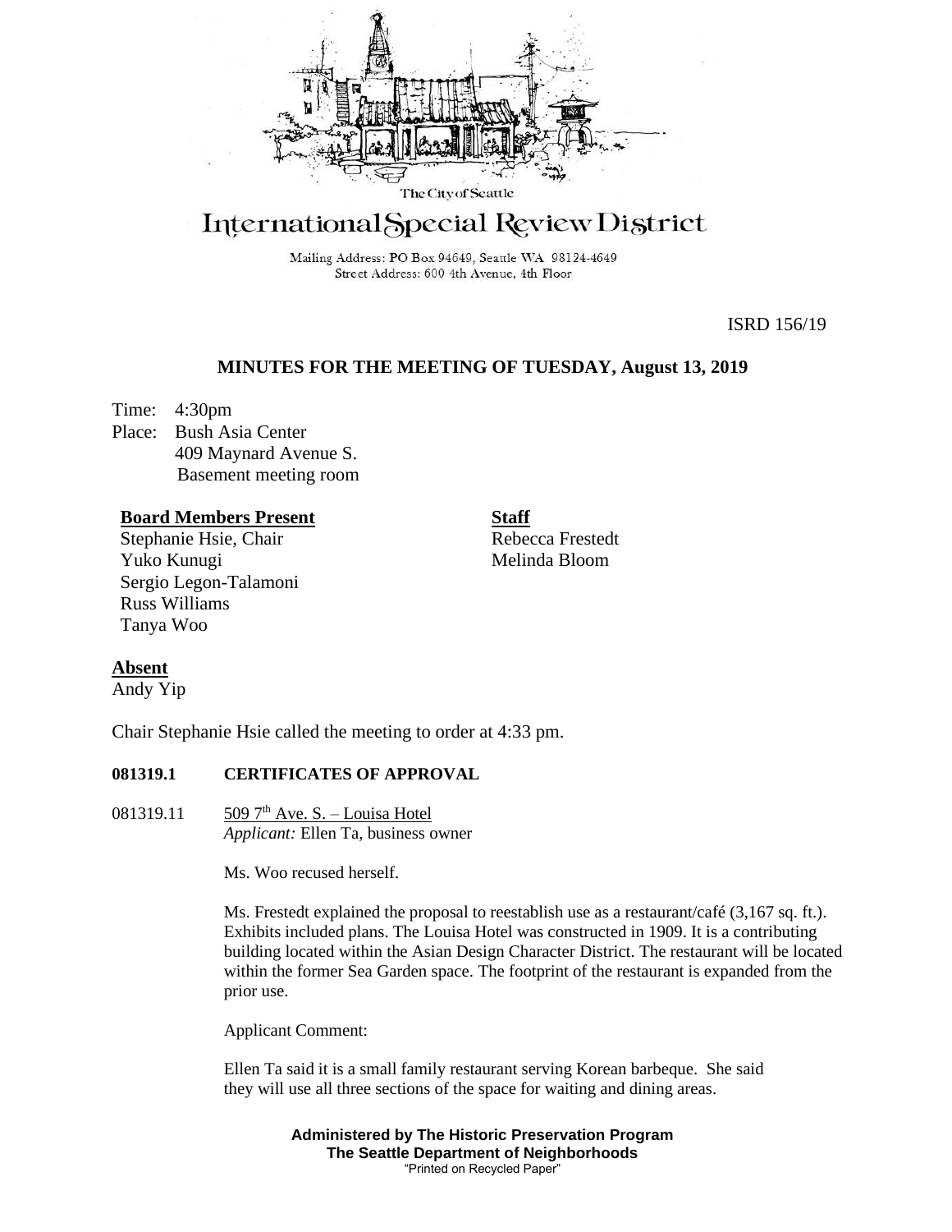The City of Seattle

# International Special Review District

Mailing Address: PO Box 94649, Seattle WA 98124-4649
Street Address: 600 4th Avenue, 4th Floor

ISRD 156/19

## MINUTES FOR THE MEETING OF TUESDAY, August 13, 2019

Time: 4:30pm
Place: Bush Asia Center
409 Maynard Avenue S.
Basement meeting room

**Board Members Present**
Stephanie Hsie, Chair
Yuko Kunugi
Sergio Legon-Talamoni
Russ Williams
Tanya Woo

**Staff**
Rebecca Frestedt
Melinda Bloom

**Absent**
Andy Yip

Chair Stephanie Hsie called the meeting to order at 4:33 pm.

**081319.1 CERTIFICATES OF APPROVAL**

081319.11 509 7th Ave. S. – Louisa Hotel
*Applicant:* Ellen Ta, business owner

Ms. Woo recused herself.

Ms. Frestedt explained the proposal to reestablish use as a restaurant/café (3,167 sq. ft.). Exhibits included plans. The Louisa Hotel was constructed in 1909. It is a contributing building located within the Asian Design Character District. The restaurant will be located within the former Sea Garden space. The footprint of the restaurant is expanded from the prior use.

Applicant Comment:

Ellen Ta said it is a small family restaurant serving Korean barbeque. She said they will use all three sections of the space for waiting and dining areas.

**Administered by The Historic Preservation Program**
**The Seattle Department of Neighborhoods**
"Printed on Recycled Paper"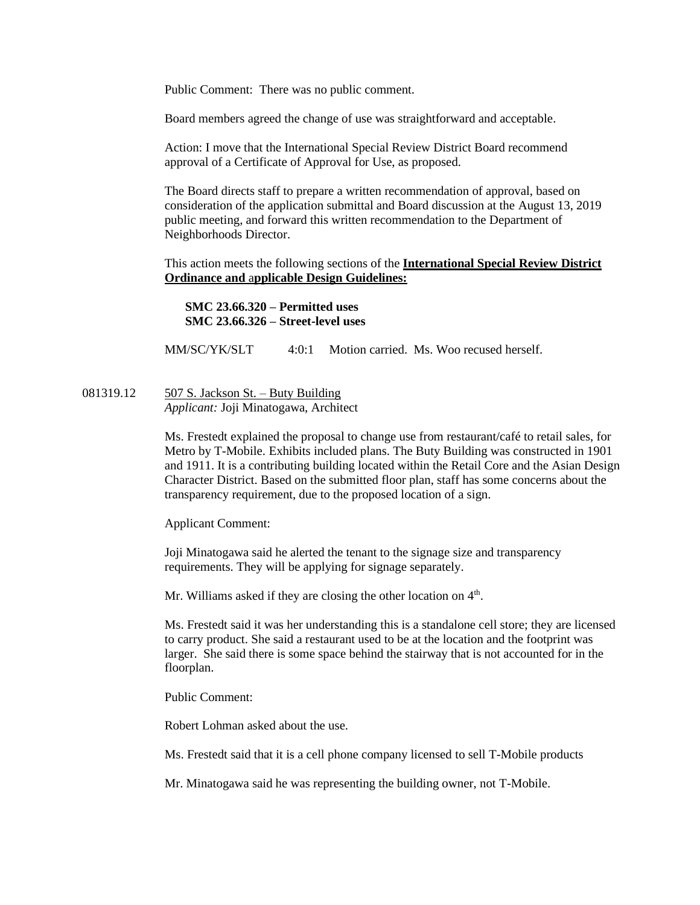Public Comment: There was no public comment.

Board members agreed the change of use was straightforward and acceptable.

Action: I move that the International Special Review District Board recommend approval of a Certificate of Approval for Use, as proposed.

The Board directs staff to prepare a written recommendation of approval, based on consideration of the application submittal and Board discussion at the August 13, 2019 public meeting, and forward this written recommendation to the Department of Neighborhoods Director.

This action meets the following sections of the **International Special Review District Ordinance and applicable Design Guidelines:**

**SMC 23.66.320 – Permitted uses**
**SMC 23.66.326 – Street-level uses**

MM/SC/YK/SLT 4:0:1 Motion carried. Ms. Woo recused herself.

081319.12 507 S. Jackson St. – Buty Building
*Applicant:* Joji Minatogawa, Architect

Ms. Frestedt explained the proposal to change use from restaurant/café to retail sales, for Metro by T-Mobile. Exhibits included plans. The Buty Building was constructed in 1901 and 1911. It is a contributing building located within the Retail Core and the Asian Design Character District. Based on the submitted floor plan, staff has some concerns about the transparency requirement, due to the proposed location of a sign.

Applicant Comment:

Joji Minatogawa said he alerted the tenant to the signage size and transparency requirements. They will be applying for signage separately.

Mr. Williams asked if they are closing the other location on 4th.

Ms. Frestedt said it was her understanding this is a standalone cell store; they are licensed to carry product. She said a restaurant used to be at the location and the footprint was larger. She said there is some space behind the stairway that is not accounted for in the floorplan.

Public Comment:

Robert Lohman asked about the use.

Ms. Frestedt said that it is a cell phone company licensed to sell T-Mobile products

Mr. Minatogawa said he was representing the building owner, not T-Mobile.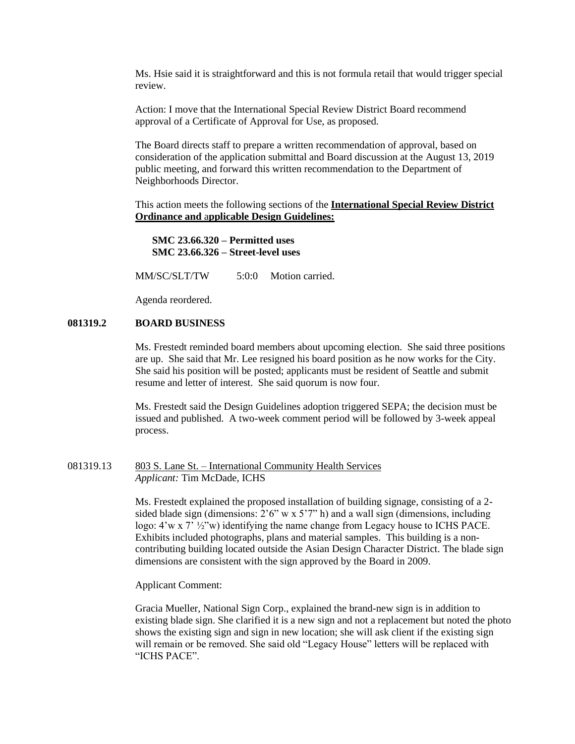Ms. Hsie said it is straightforward and this is not formula retail that would trigger special review.

Action: I move that the International Special Review District Board recommend approval of a Certificate of Approval for Use, as proposed.

The Board directs staff to prepare a written recommendation of approval, based on consideration of the application submittal and Board discussion at the August 13, 2019 public meeting, and forward this written recommendation to the Department of Neighborhoods Director.

This action meets the following sections of the **International Special Review District Ordinance and applicable Design Guidelines:**

**SMC 23.66.320 – Permitted uses**
**SMC 23.66.326 – Street-level uses**

MM/SC/SLT/TW 5:0:0 Motion carried.

Agenda reordered.

**081319.2 BOARD BUSINESS**

Ms. Frestedt reminded board members about upcoming election. She said three positions are up. She said that Mr. Lee resigned his board position as he now works for the City. She said his position will be posted; applicants must be resident of Seattle and submit resume and letter of interest. She said quorum is now four.

Ms. Frestedt said the Design Guidelines adoption triggered SEPA; the decision must be issued and published. A two-week comment period will be followed by 3-week appeal process.

081319.13 803 S. Lane St. – International Community Health Services
*Applicant:* Tim McDade, ICHS

Ms. Frestedt explained the proposed installation of building signage, consisting of a 2-sided blade sign (dimensions: 2'6" w x 5'7" h) and a wall sign (dimensions, including logo: 4'w x 7' ½"w) identifying the name change from Legacy house to ICHS PACE. Exhibits included photographs, plans and material samples. This building is a non-contributing building located outside the Asian Design Character District. The blade sign dimensions are consistent with the sign approved by the Board in 2009.

Applicant Comment:

Gracia Mueller, National Sign Corp., explained the brand-new sign is in addition to existing blade sign. She clarified it is a new sign and not a replacement but noted the photo shows the existing sign and sign in new location; she will ask client if the existing sign will remain or be removed. She said old "Legacy House" letters will be replaced with "ICHS PACE".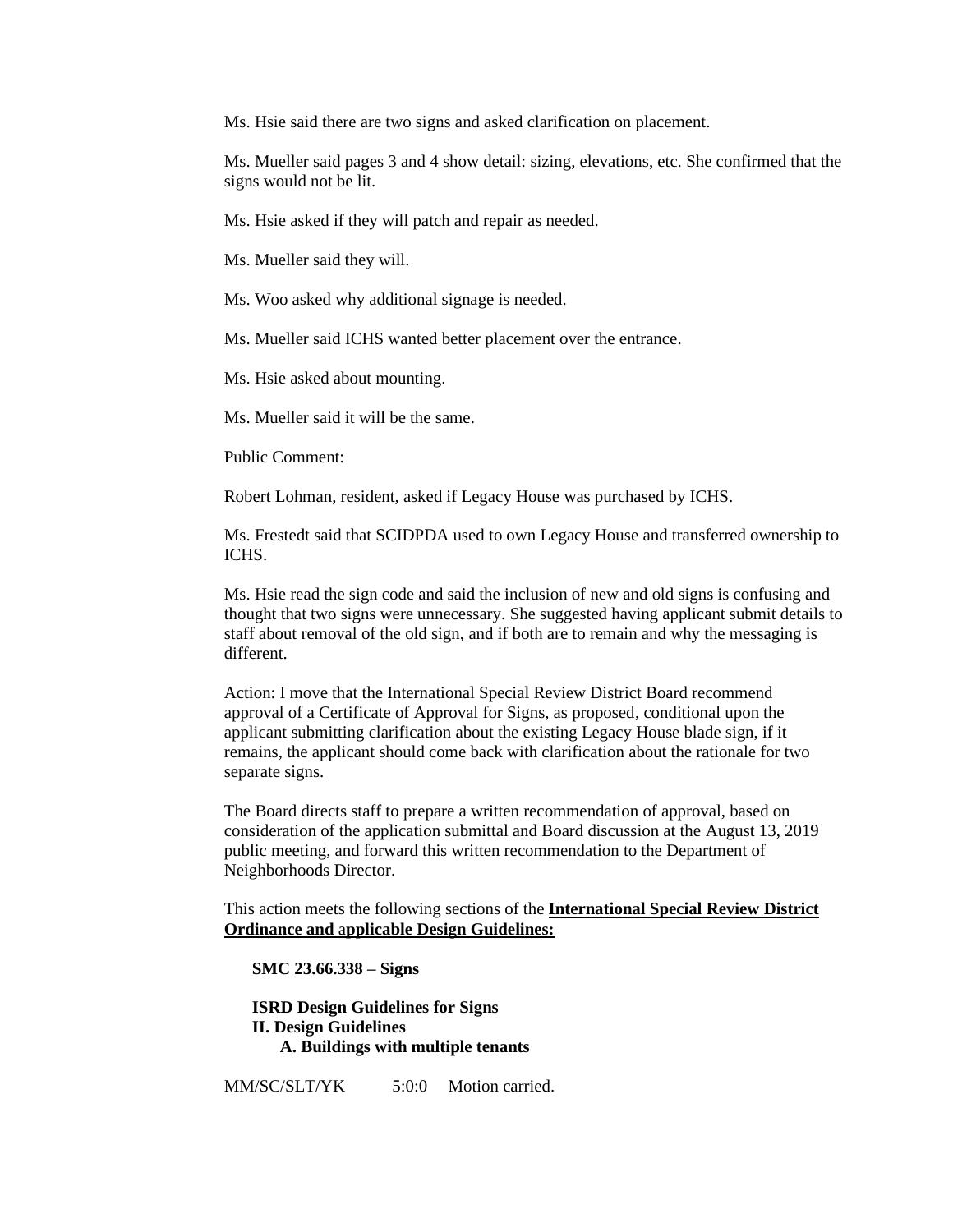Ms. Hsie said there are two signs and asked clarification on placement.

Ms. Mueller said pages 3 and 4 show detail: sizing, elevations, etc. She confirmed that the signs would not be lit.

Ms. Hsie asked if they will patch and repair as needed.

Ms. Mueller said they will.

Ms. Woo asked why additional signage is needed.

Ms. Mueller said ICHS wanted better placement over the entrance.

Ms. Hsie asked about mounting.

Ms. Mueller said it will be the same.

Public Comment:

Robert Lohman, resident, asked if Legacy House was purchased by ICHS.

Ms. Frestedt said that SCIDPDA used to own Legacy House and transferred ownership to ICHS.

Ms. Hsie read the sign code and said the inclusion of new and old signs is confusing and thought that two signs were unnecessary. She suggested having applicant submit details to staff about removal of the old sign, and if both are to remain and why the messaging is different.

Action: I move that the International Special Review District Board recommend approval of a Certificate of Approval for Signs, as proposed, conditional upon the applicant submitting clarification about the existing Legacy House blade sign, if it remains, the applicant should come back with clarification about the rationale for two separate signs.

The Board directs staff to prepare a written recommendation of approval, based on consideration of the application submittal and Board discussion at the August 13, 2019 public meeting, and forward this written recommendation to the Department of Neighborhoods Director.

This action meets the following sections of the **International Special Review District Ordinance and applicable Design Guidelines:**

**SMC 23.66.338 – Signs**

**ISRD Design Guidelines for Signs**
**II. Design Guidelines**
**A. Buildings with multiple tenants**

MM/SC/SLT/YK 5:0:0 Motion carried.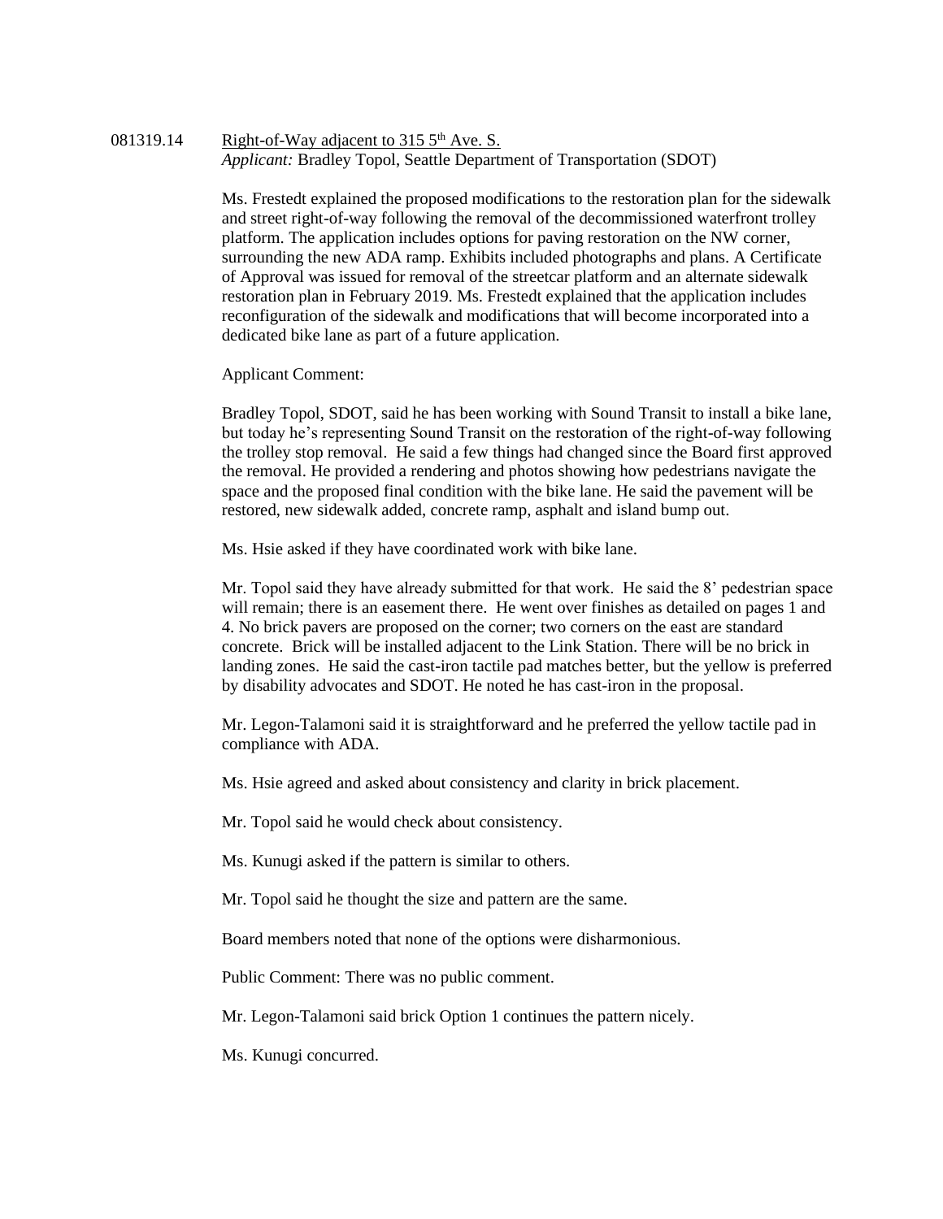081319.14 Right-of-Way adjacent to 315 5th Ave. S.
*Applicant:* Bradley Topol, Seattle Department of Transportation (SDOT)

Ms. Frestedt explained the proposed modifications to the restoration plan for the sidewalk and street right-of-way following the removal of the decommissioned waterfront trolley platform. The application includes options for paving restoration on the NW corner, surrounding the new ADA ramp. Exhibits included photographs and plans. A Certificate of Approval was issued for removal of the streetcar platform and an alternate sidewalk restoration plan in February 2019. Ms. Frestedt explained that the application includes reconfiguration of the sidewalk and modifications that will become incorporated into a dedicated bike lane as part of a future application.

Applicant Comment:

Bradley Topol, SDOT, said he has been working with Sound Transit to install a bike lane, but today he's representing Sound Transit on the restoration of the right-of-way following the trolley stop removal. He said a few things had changed since the Board first approved the removal. He provided a rendering and photos showing how pedestrians navigate the space and the proposed final condition with the bike lane. He said the pavement will be restored, new sidewalk added, concrete ramp, asphalt and island bump out.

Ms. Hsie asked if they have coordinated work with bike lane.

Mr. Topol said they have already submitted for that work. He said the 8' pedestrian space will remain; there is an easement there. He went over finishes as detailed on pages 1 and 4. No brick pavers are proposed on the corner; two corners on the east are standard concrete. Brick will be installed adjacent to the Link Station. There will be no brick in landing zones. He said the cast-iron tactile pad matches better, but the yellow is preferred by disability advocates and SDOT. He noted he has cast-iron in the proposal.

Mr. Legon-Talamoni said it is straightforward and he preferred the yellow tactile pad in compliance with ADA.

Ms. Hsie agreed and asked about consistency and clarity in brick placement.

Mr. Topol said he would check about consistency.

Ms. Kunugi asked if the pattern is similar to others.

Mr. Topol said he thought the size and pattern are the same.

Board members noted that none of the options were disharmonious.

Public Comment: There was no public comment.

Mr. Legon-Talamoni said brick Option 1 continues the pattern nicely.

Ms. Kunugi concurred.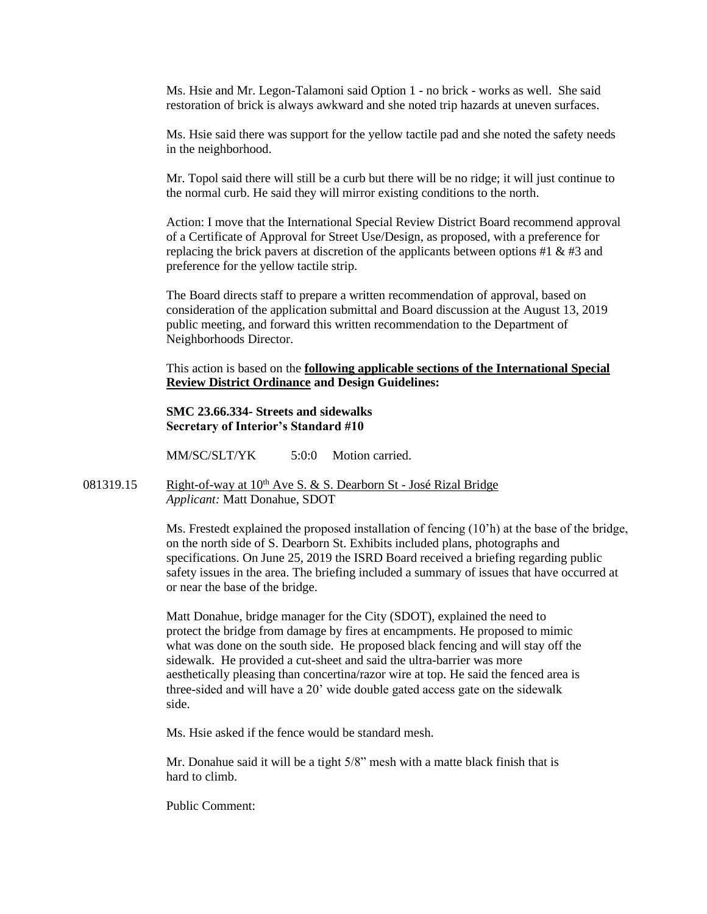Ms. Hsie and Mr. Legon-Talamoni said Option 1 - no brick - works as well. She said restoration of brick is always awkward and she noted trip hazards at uneven surfaces.

Ms. Hsie said there was support for the yellow tactile pad and she noted the safety needs in the neighborhood.

Mr. Topol said there will still be a curb but there will be no ridge; it will just continue to the normal curb. He said they will mirror existing conditions to the north.

Action: I move that the International Special Review District Board recommend approval of a Certificate of Approval for Street Use/Design, as proposed, with a preference for replacing the brick pavers at discretion of the applicants between options #1 & #3 and preference for the yellow tactile strip.

The Board directs staff to prepare a written recommendation of approval, based on consideration of the application submittal and Board discussion at the August 13, 2019 public meeting, and forward this written recommendation to the Department of Neighborhoods Director.

This action is based on the **<u>following applicable sections of the International Special Review District Ordinance</u> and Design Guidelines:**

**SMC 23.66.334- Streets and sidewalks**
**Secretary of Interior's Standard #10**

MM/SC/SLT/YK 5:0:0 Motion carried.

081319.15 <u>Right-of-way at 10th Ave S. & S. Dearborn St - José Rizal Bridge</u>
*Applicant:* Matt Donahue, SDOT

Ms. Frestedt explained the proposed installation of fencing (10'h) at the base of the bridge, on the north side of S. Dearborn St. Exhibits included plans, photographs and specifications. On June 25, 2019 the ISRD Board received a briefing regarding public safety issues in the area. The briefing included a summary of issues that have occurred at or near the base of the bridge.

Matt Donahue, bridge manager for the City (SDOT), explained the need to protect the bridge from damage by fires at encampments. He proposed to mimic what was done on the south side. He proposed black fencing and will stay off the sidewalk. He provided a cut-sheet and said the ultra-barrier was more aesthetically pleasing than concertina/razor wire at top. He said the fenced area is three-sided and will have a 20' wide double gated access gate on the sidewalk side.

Ms. Hsie asked if the fence would be standard mesh.

Mr. Donahue said it will be a tight 5/8" mesh with a matte black finish that is hard to climb.

Public Comment: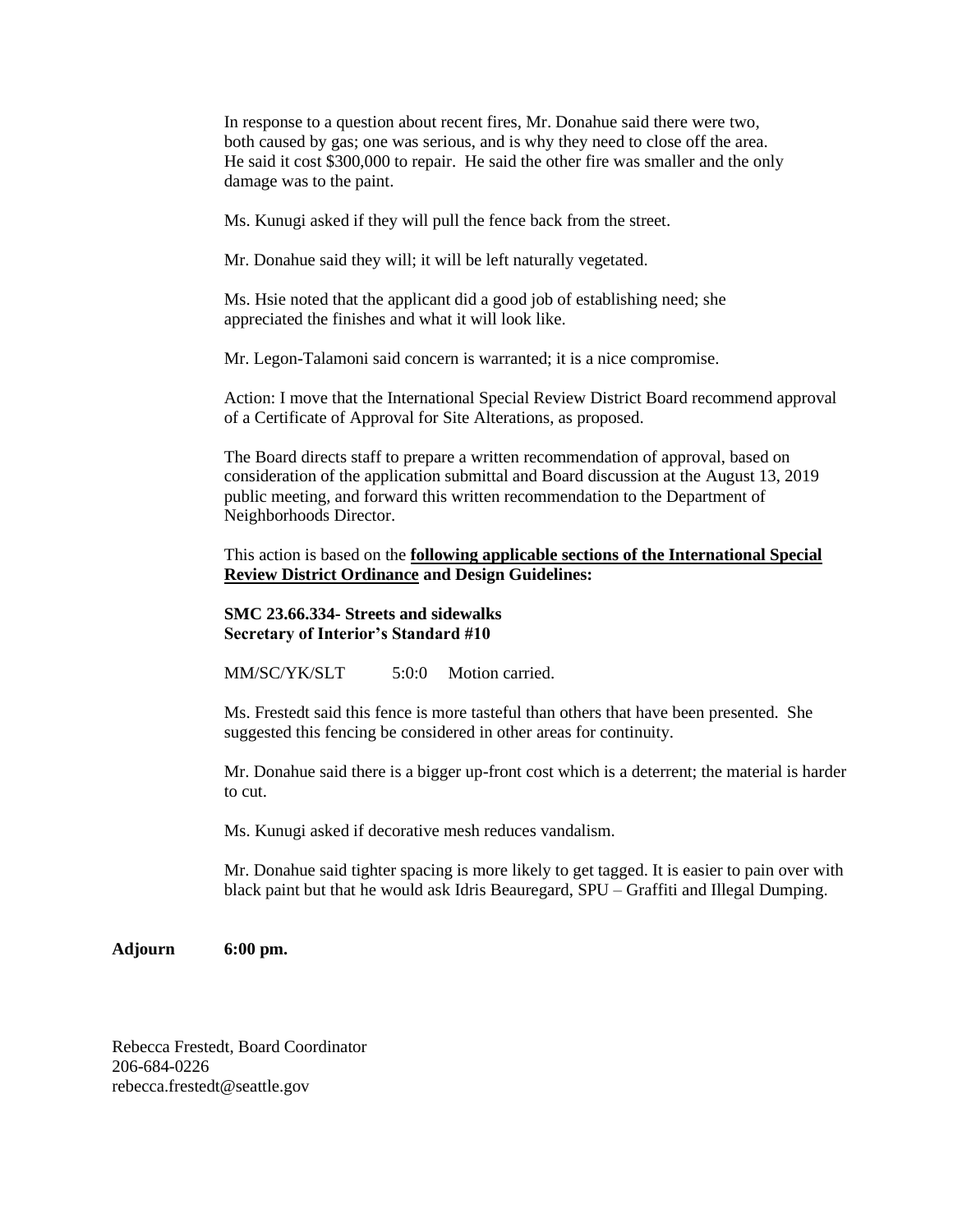In response to a question about recent fires, Mr. Donahue said there were two, both caused by gas; one was serious, and is why they need to close off the area. He said it cost $300,000 to repair. He said the other fire was smaller and the only damage was to the paint.

Ms. Kunugi asked if they will pull the fence back from the street.

Mr. Donahue said they will; it will be left naturally vegetated.

Ms. Hsie noted that the applicant did a good job of establishing need; she appreciated the finishes and what it will look like.

Mr. Legon-Talamoni said concern is warranted; it is a nice compromise.

Action: I move that the International Special Review District Board recommend approval of a Certificate of Approval for Site Alterations, as proposed.

The Board directs staff to prepare a written recommendation of approval, based on consideration of the application submittal and Board discussion at the August 13, 2019 public meeting, and forward this written recommendation to the Department of Neighborhoods Director.

This action is based on the **following applicable sections of the International Special Review District Ordinance and Design Guidelines:**

**SMC 23.66.334- Streets and sidewalks**
**Secretary of Interior's Standard #10**

MM/SC/YK/SLT 5:0:0 Motion carried.

Ms. Frestedt said this fence is more tasteful than others that have been presented. She suggested this fencing be considered in other areas for continuity.

Mr. Donahue said there is a bigger up-front cost which is a deterrent; the material is harder to cut.

Ms. Kunugi asked if decorative mesh reduces vandalism.

Mr. Donahue said tighter spacing is more likely to get tagged. It is easier to pain over with black paint but that he would ask Idris Beauregard, SPU – Graffiti and Illegal Dumping.

**Adjourn 6:00 pm.**

Rebecca Frestedt, Board Coordinator
206-684-0226
rebecca.frestedt@seattle.gov